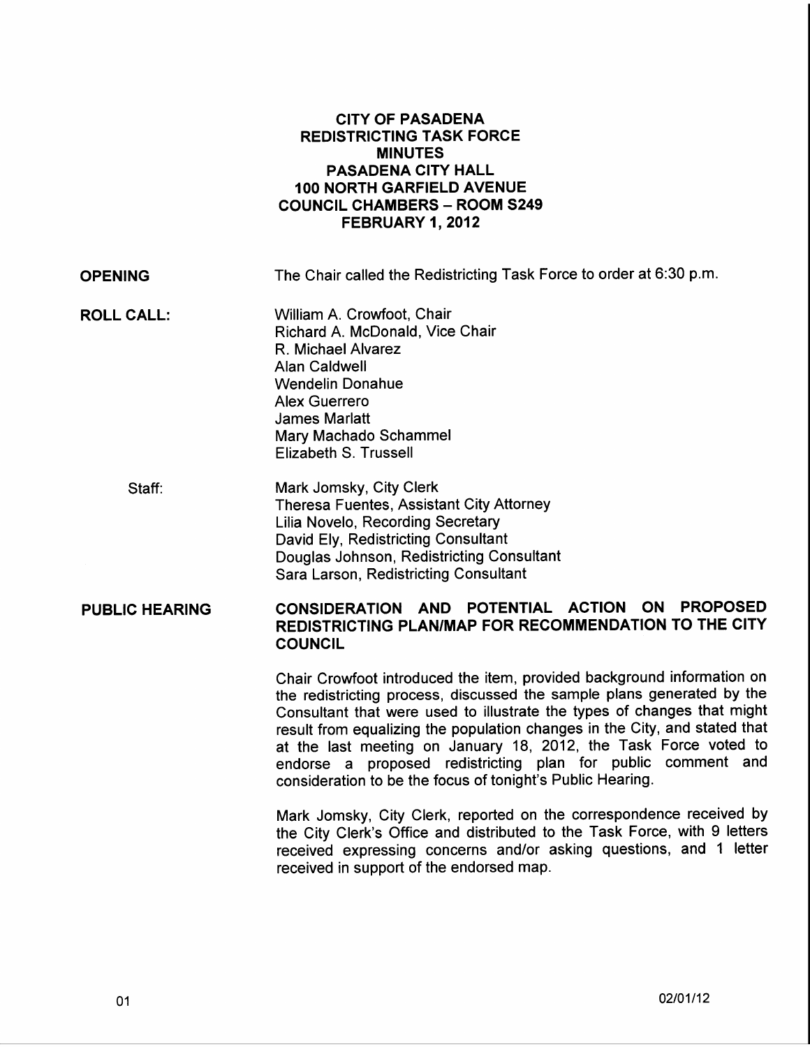# CITY OF PASADENA
## REDISTRICTING TASK FORCE
## MINUTES
## PASADENA CITY HALL
## 100 NORTH GARFIELD AVENUE
## COUNCIL CHAMBERS – ROOM S249
## FEBRUARY 1, 2012

**OPENING**

The Chair called the Redistricting Task Force to order at 6:30 p.m.

**ROLL CALL:**

William A. Crowfoot, Chair
Richard A. McDonald, Vice Chair
R. Michael Alvarez
Alan Caldwell
Wendelin Donahue
Alex Guerrero
James Marlatt
Mary Machado Schammel
Elizabeth S. Trussell

Staff:

Mark Jomsky, City Clerk
Theresa Fuentes, Assistant City Attorney
Lilia Novelo, Recording Secretary
David Ely, Redistricting Consultant
Douglas Johnson, Redistricting Consultant
Sara Larson, Redistricting Consultant

**PUBLIC HEARING**

**CONSIDERATION AND POTENTIAL ACTION ON PROPOSED REDISTRICTING PLAN/MAP FOR RECOMMENDATION TO THE CITY COUNCIL**

Chair Crowfoot introduced the item, provided background information on the redistricting process, discussed the sample plans generated by the Consultant that were used to illustrate the types of changes that might result from equalizing the population changes in the City, and stated that at the last meeting on January 18, 2012, the Task Force voted to endorse a proposed redistricting plan for public comment and consideration to be the focus of tonight's Public Hearing.

Mark Jomsky, City Clerk, reported on the correspondence received by the City Clerk's Office and distributed to the Task Force, with 9 letters received expressing concerns and/or asking questions, and 1 letter received in support of the endorsed map.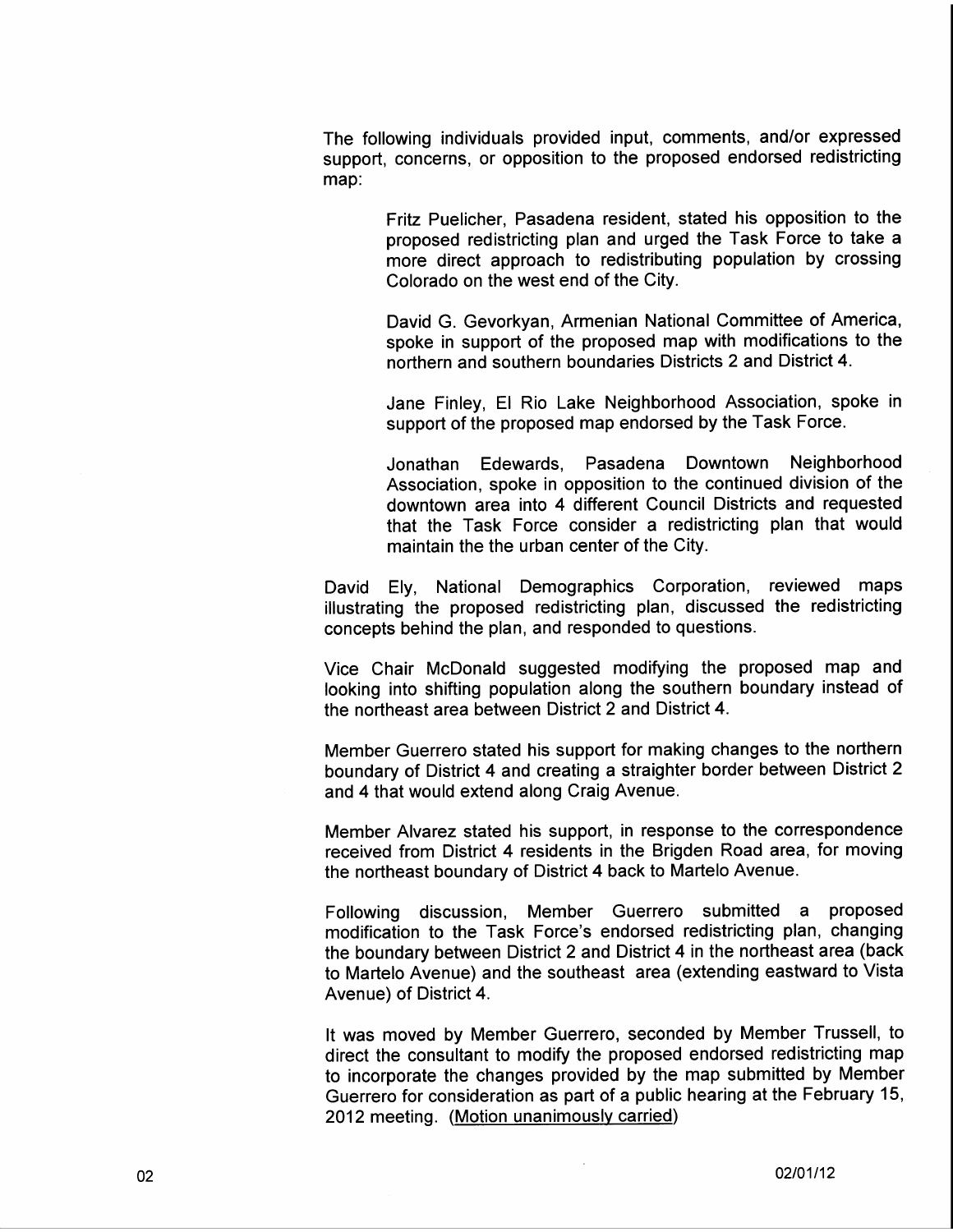The following individuals provided input, comments, and/or expressed support, concerns, or opposition to the proposed endorsed redistricting map:

> Fritz Puelicher, Pasadena resident, stated his opposition to the proposed redistricting plan and urged the Task Force to take a more direct approach to redistributing population by crossing Colorado on the west end of the City.
>
> David G. Gevorkyan, Armenian National Committee of America, spoke in support of the proposed map with modifications to the northern and southern boundaries Districts 2 and District 4.
>
> Jane Finley, El Rio Lake Neighborhood Association, spoke in support of the proposed map endorsed by the Task Force.
>
> Jonathan Edewards, Pasadena Downtown Neighborhood Association, spoke in opposition to the continued division of the downtown area into 4 different Council Districts and requested that the Task Force consider a redistricting plan that would maintain the the urban center of the City.

David Ely, National Demographics Corporation, reviewed maps illustrating the proposed redistricting plan, discussed the redistricting concepts behind the plan, and responded to questions.

Vice Chair McDonald suggested modifying the proposed map and looking into shifting population along the southern boundary instead of the northeast area between District 2 and District 4.

Member Guerrero stated his support for making changes to the northern boundary of District 4 and creating a straighter border between District 2 and 4 that would extend along Craig Avenue.

Member Alvarez stated his support, in response to the correspondence received from District 4 residents in the Brigden Road area, for moving the northeast boundary of District 4 back to Martelo Avenue.

Following discussion, Member Guerrero submitted a proposed modification to the Task Force's endorsed redistricting plan, changing the boundary between District 2 and District 4 in the northeast area (back to Martelo Avenue) and the southeast area (extending eastward to Vista Avenue) of District 4.

It was moved by Member Guerrero, seconded by Member Trussell, to direct the consultant to modify the proposed endorsed redistricting map to incorporate the changes provided by the map submitted by Member Guerrero for consideration as part of a public hearing at the February 15, 2012 meeting. (Motion unanimously carried)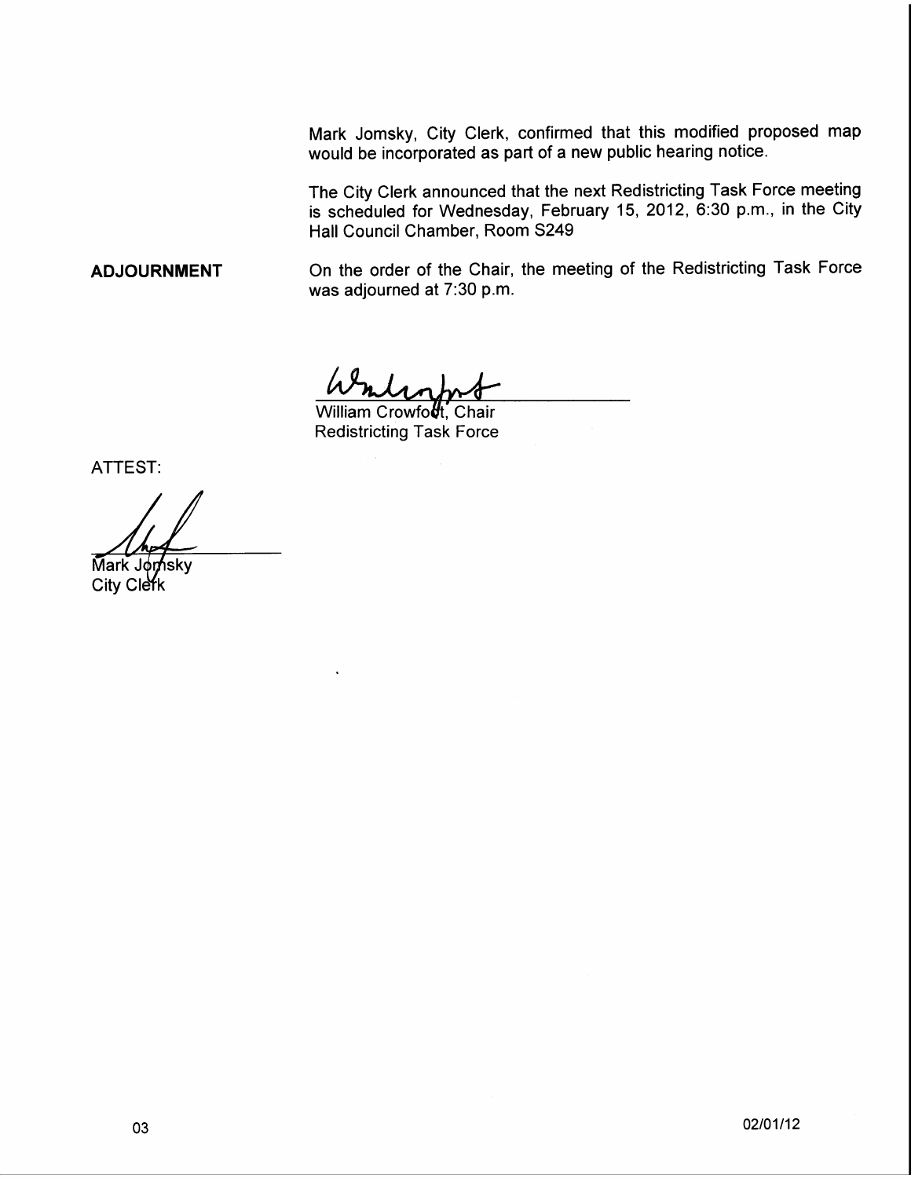Mark Jomsky, City Clerk, confirmed that this modified proposed map would be incorporated as part of a new public hearing notice.

The City Clerk announced that the next Redistricting Task Force meeting is scheduled for Wednesday, February 15, 2012, 6:30 p.m., in the City Hall Council Chamber, Room S249

**ADJOURNMENT**

On the order of the Chair, the meeting of the Redistricting Task Force was adjourned at 7:30 p.m.

William Crowfoot, Chair
Redistricting Task Force

ATTEST:

Mark Jomsky
City Clerk

03

02/01/12